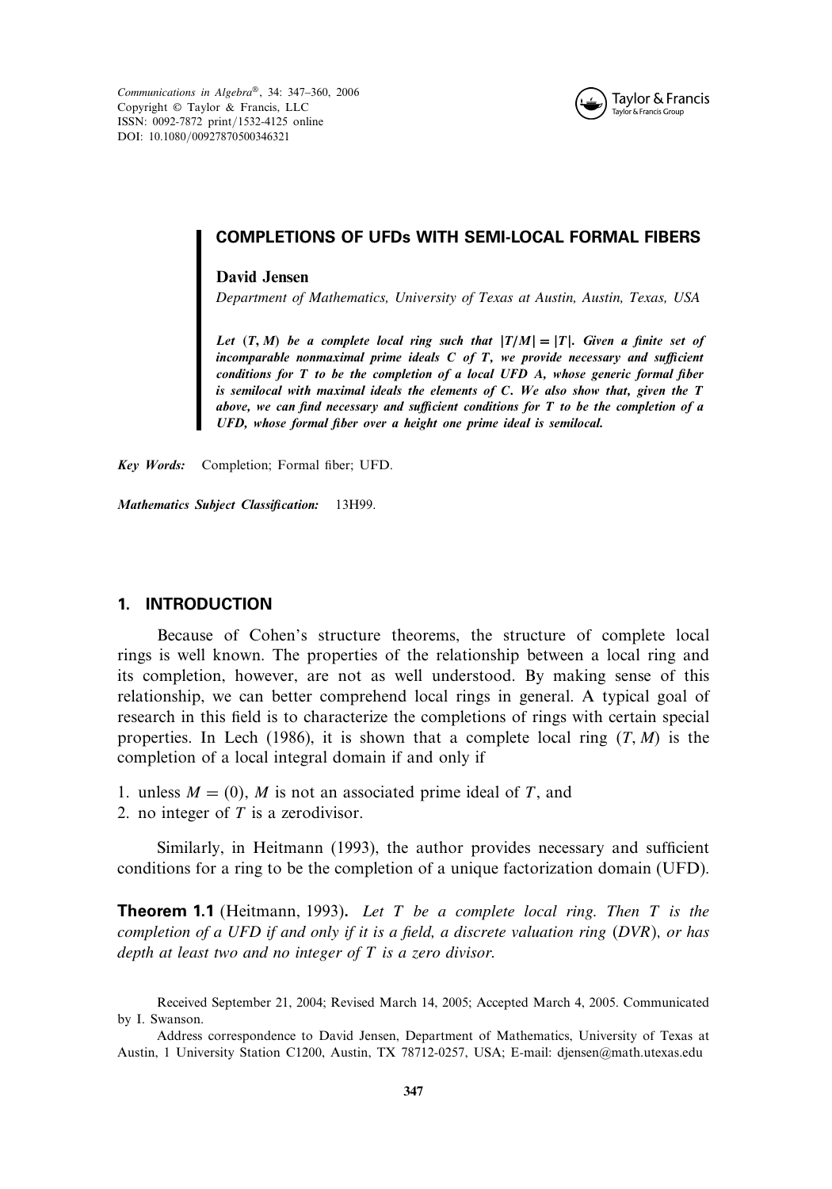# COMPLETIONS OF UFDs WITH SEMI-LOCAL FORMAL FIBERS

**David Jensen**

*Department of Mathematics, University of Texas at Austin, Austin, Texas, USA*

***Let $(T, M)$ be a complete local ring such that $|T/M| = |T|$. Given a finite set of incomparable nonmaximal prime ideals $C$ of $T$, we provide necessary and sufficient conditions for $T$ to be the completion of a local UFD $A$, whose generic formal fiber is semilocal with maximal ideals the elements of $C$. We also show that, given the $T$ above, we can find necessary and sufficient conditions for $T$ to be the completion of a UFD, whose formal fiber over a height one prime ideal is semilocal.***

***Key Words:*** Completion; Formal fiber; UFD.

***Mathematics Subject Classification:*** 13H99.

## 1. INTRODUCTION

Because of Cohen's structure theorems, the structure of complete local rings is well known. The properties of the relationship between a local ring and its completion, however, are not as well understood. By making sense of this relationship, we can better comprehend local rings in general. A typical goal of research in this field is to characterize the completions of rings with certain special properties. In Lech (1986), it is shown that a complete local ring $(T, M)$ is the completion of a local integral domain if and only if

1. unless $M = (0)$, $M$ is not an associated prime ideal of $T$, and
2. no integer of $T$ is a zerodivisor.

Similarly, in Heitmann (1993), the author provides necessary and sufficient conditions for a ring to be the completion of a unique factorization domain (UFD).

**Theorem 1.1** (Heitmann, 1993). *Let $T$ be a complete local ring. Then $T$ is the completion of a UFD if and only if it is a field, a discrete valuation ring (DVR), or has depth at least two and no integer of $T$ is a zero divisor.*

Received September 21, 2004; Revised March 14, 2005; Accepted March 4, 2005. Communicated by I. Swanson.

Address correspondence to David Jensen, Department of Mathematics, University of Texas at Austin, 1 University Station C1200, Austin, TX 78712-0257, USA; E-mail: djensen@math.utexas.edu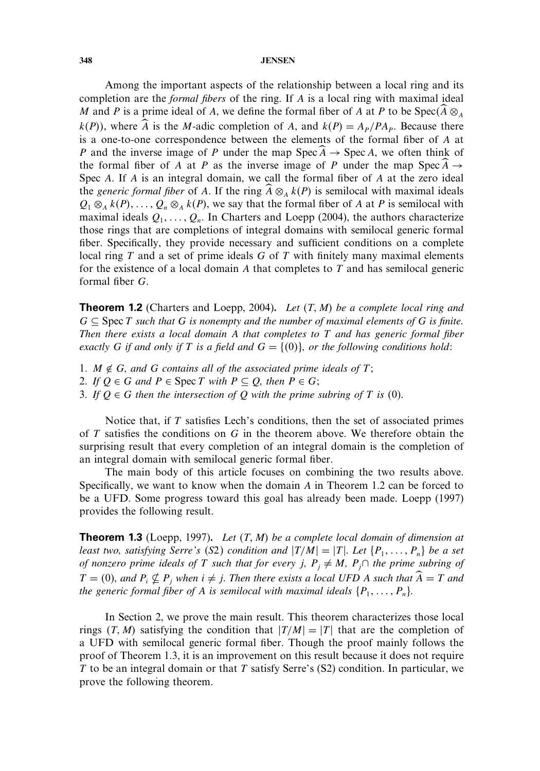Among the important aspects of the relationship between a local ring and its completion are the *formal fibers* of the ring. If $A$ is a local ring with maximal ideal $M$ and $P$ is a prime ideal of $A$, we define the formal fiber of $A$ at $P$ to be $\operatorname{Spec}(\widehat{A} \otimes_A k(P))$, where $\widehat{A}$ is the $M$-adic completion of $A$, and $k(P) = A_P/PA_P$. Because there is a one-to-one correspondence between the elements of the formal fiber of $A$ at $P$ and the inverse image of $P$ under the map $\operatorname{Spec} \widehat{A} \to \operatorname{Spec} A$, we often think of the formal fiber of $A$ at $P$ as the inverse image of $P$ under the map $\operatorname{Spec} \widehat{A} \to \operatorname{Spec} A$. If $A$ is an integral domain, we call the formal fiber of $A$ at the zero ideal the *generic formal fiber* of $A$. If the ring $\widehat{A} \otimes_A k(P)$ is semilocal with maximal ideals $Q_1 \otimes_A k(P), \ldots, Q_n \otimes_A k(P)$, we say that the formal fiber of $A$ at $P$ is semilocal with maximal ideals $Q_1, \ldots, Q_n$. In Charters and Loepp (2004), the authors characterize those rings that are completions of integral domains with semilocal generic formal fiber. Specifically, they provide necessary and sufficient conditions on a complete local ring $T$ and a set of prime ideals $G$ of $T$ with finitely many maximal elements for the existence of a local domain $A$ that completes to $T$ and has semilocal generic formal fiber $G$.

**Theorem 1.2** (Charters and Loepp, 2004). *Let $(T, M)$ be a complete local ring and $G \subseteq \operatorname{Spec} T$ such that $G$ is nonempty and the number of maximal elements of $G$ is finite. Then there exists a local domain $A$ that completes to $T$ and has generic formal fiber exactly $G$ if and only if $T$ is a field and $G = \{(0)\}$, or the following conditions hold*:

1. *$M \notin G$, and $G$ contains all of the associated prime ideals of $T$;*
2. *If $Q \in G$ and $P \in \operatorname{Spec} T$ with $P \subseteq Q$, then $P \in G$;*
3. *If $Q \in G$ then the intersection of $Q$ with the prime subring of $T$ is $(0)$.*

Notice that, if $T$ satisfies Lech's conditions, then the set of associated primes of $T$ satisfies the conditions on $G$ in the theorem above. We therefore obtain the surprising result that every completion of an integral domain is the completion of an integral domain with semilocal generic formal fiber.

The main body of this article focuses on combining the two results above. Specifically, we want to know when the domain $A$ in Theorem 1.2 can be forced to be a UFD. Some progress toward this goal has already been made. Loepp (1997) provides the following result.

**Theorem 1.3** (Loepp, 1997). *Let $(T, M)$ be a complete local domain of dimension at least two, satisfying Serre's (S2) condition and $|T/M| = |T|$. Let $\{P_1, \ldots, P_n\}$ be a set of nonzero prime ideals of $T$ such that for every $j$, $P_j \neq M$, $P_j \cap$ the prime subring of $T = (0)$, and $P_i \nsubseteq P_j$ when $i \neq j$. Then there exists a local UFD $A$ such that $\widehat{A} = T$ and the generic formal fiber of $A$ is semilocal with maximal ideals $\{P_1, \ldots, P_n\}$.*

In Section 2, we prove the main result. This theorem characterizes those local rings $(T, M)$ satisfying the condition that $|T/M| = |T|$ that are the completion of a UFD with semilocal generic formal fiber. Though the proof mainly follows the proof of Theorem 1.3, it is an improvement on this result because it does not require $T$ to be an integral domain or that $T$ satisfy Serre's (S2) condition. In particular, we prove the following theorem.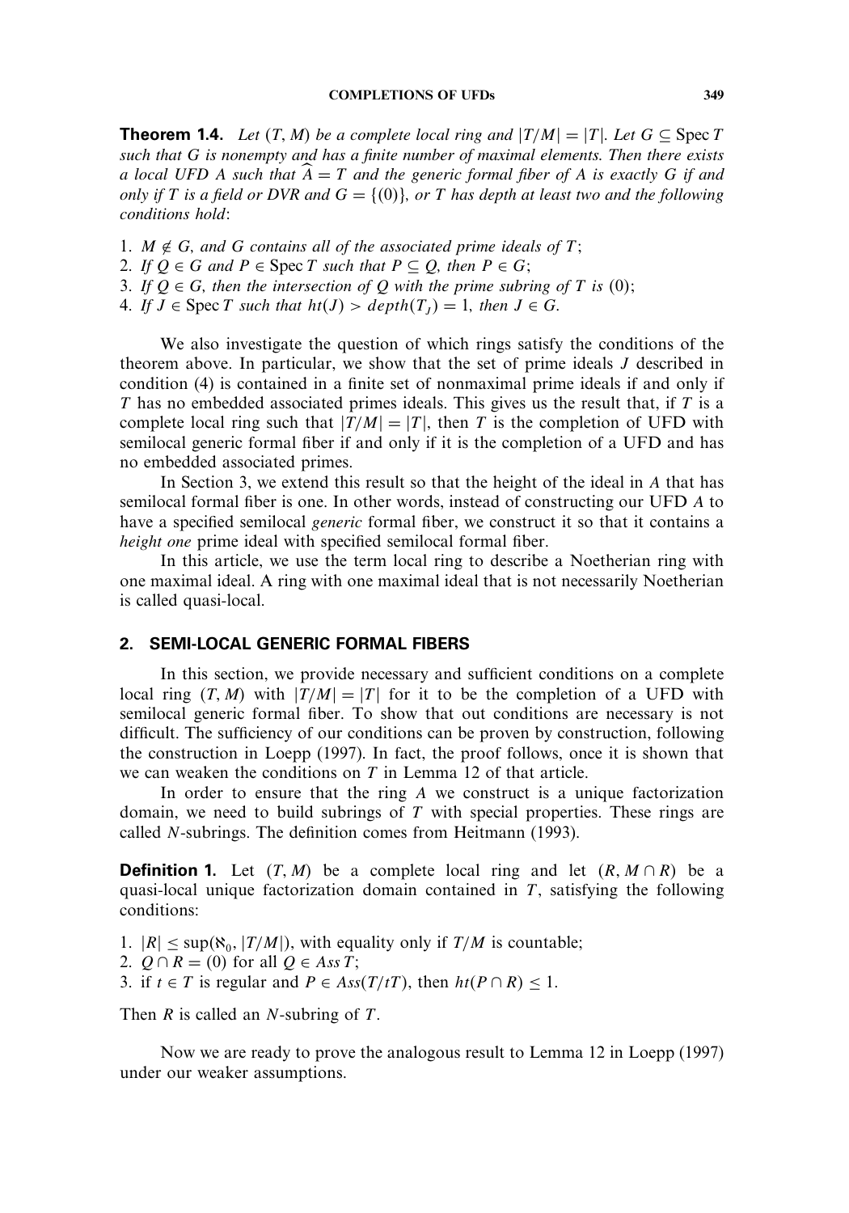**Theorem 1.4.** *Let $(T, M)$ be a complete local ring and $|T/M| = |T|$. Let $G \subseteq \operatorname{Spec} T$ such that $G$ is nonempty and has a finite number of maximal elements. Then there exists a local UFD $A$ such that $\widehat{A} = T$ and the generic formal fiber of $A$ is exactly $G$ if and only if $T$ is a field or DVR and $G = \{(0)\}$, or $T$ has depth at least two and the following conditions hold*:

1. *$M \notin G$, and $G$ contains all of the associated prime ideals of $T$;*
2. *If $Q \in G$ and $P \in \operatorname{Spec} T$ such that $P \subseteq Q$, then $P \in G$;*
3. *If $Q \in G$, then the intersection of $Q$ with the prime subring of $T$ is $(0)$;*
4. *If $J \in \operatorname{Spec} T$ such that $ht(J) > depth(T_J) = 1$, then $J \in G$.*

We also investigate the question of which rings satisfy the conditions of the theorem above. In particular, we show that the set of prime ideals $J$ described in condition (4) is contained in a finite set of nonmaximal prime ideals if and only if $T$ has no embedded associated primes ideals. This gives us the result that, if $T$ is a complete local ring such that $|T/M| = |T|$, then $T$ is the completion of UFD with semilocal generic formal fiber if and only if it is the completion of a UFD and has no embedded associated primes.

In Section 3, we extend this result so that the height of the ideal in $A$ that has semilocal formal fiber is one. In other words, instead of constructing our UFD $A$ to have a specified semilocal *generic* formal fiber, we construct it so that it contains a *height one* prime ideal with specified semilocal formal fiber.

In this article, we use the term local ring to describe a Noetherian ring with one maximal ideal. A ring with one maximal ideal that is not necessarily Noetherian is called quasi-local.

## 2. SEMI-LOCAL GENERIC FORMAL FIBERS

In this section, we provide necessary and sufficient conditions on a complete local ring $(T, M)$ with $|T/M| = |T|$ for it to be the completion of a UFD with semilocal generic formal fiber. To show that out conditions are necessary is not difficult. The sufficiency of our conditions can be proven by construction, following the construction in Loepp (1997). In fact, the proof follows, once it is shown that we can weaken the conditions on $T$ in Lemma 12 of that article.

In order to ensure that the ring $A$ we construct is a unique factorization domain, we need to build subrings of $T$ with special properties. These rings are called $N$-subrings. The definition comes from Heitmann (1993).

**Definition 1.** Let $(T, M)$ be a complete local ring and let $(R, M \cap R)$ be a quasi-local unique factorization domain contained in $T$, satisfying the following conditions:

1. $|R| \leq \sup(\aleph_0, |T/M|)$, with equality only if $T/M$ is countable;
2. $Q \cap R = (0)$ for all $Q \in Ass\, T$;
3. if $t \in T$ is regular and $P \in Ass(T/tT)$, then $ht(P \cap R) \leq 1$.

Then $R$ is called an $N$-subring of $T$.

Now we are ready to prove the analogous result to Lemma 12 in Loepp (1997) under our weaker assumptions.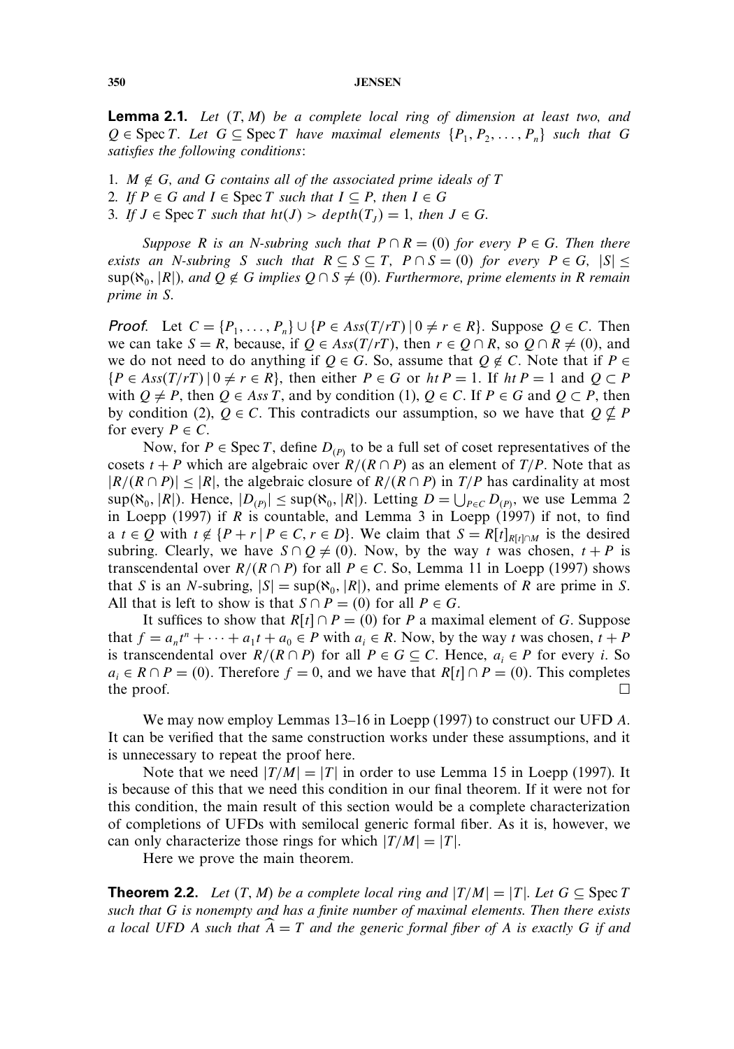**Lemma 2.1.** *Let $(T, M)$ be a complete local ring of dimension at least two, and $Q \in \operatorname{Spec} T$. Let $G \subseteq \operatorname{Spec} T$ have maximal elements $\{P_1, P_2, \ldots, P_n\}$ such that $G$ satisfies the following conditions*:

1. *$M \notin G$, and $G$ contains all of the associated prime ideals of $T$*
2. *If $P \in G$ and $I \in \operatorname{Spec} T$ such that $I \subseteq P$, then $I \in G$*
3. *If $J \in \operatorname{Spec} T$ such that $ht(J) > depth(T_J) = 1$, then $J \in G$.*

*Suppose $R$ is an N-subring such that $P \cap R = (0)$ for every $P \in G$. Then there exists an N-subring $S$ such that $R \subseteq S \subseteq T$, $P \cap S = (0)$ for every $P \in G$, $|S| \leq \sup(\aleph_0, |R|)$, and $Q \notin G$ implies $Q \cap S \neq (0)$. Furthermore, prime elements in $R$ remain prime in $S$.*

*Proof.* Let $C = \{P_1, \ldots, P_n\} \cup \{P \in Ass(T/rT) \mid 0 \neq r \in R\}$. Suppose $Q \in C$. Then we can take $S = R$, because, if $Q \in Ass(T/rT)$, then $r \in Q \cap R$, so $Q \cap R \neq (0)$, and we do not need to do anything if $Q \in G$. So, assume that $Q \notin C$. Note that if $P \in \{P \in Ass(T/rT) \mid 0 \neq r \in R\}$, then either $P \in G$ or $ht\, P = 1$. If $ht\, P = 1$ and $Q \subset P$ with $Q \neq P$, then $Q \in Ass\, T$, and by condition (1), $Q \in C$. If $P \in G$ and $Q \subset P$, then by condition (2), $Q \in C$. This contradicts our assumption, so we have that $Q \nsubseteq P$ for every $P \in C$.

Now, for $P \in \operatorname{Spec} T$, define $D_{(P)}$ to be a full set of coset representatives of the cosets $t + P$ which are algebraic over $R/(R \cap P)$ as an element of $T/P$. Note that as $|R/(R \cap P)| \leq |R|$, the algebraic closure of $R/(R \cap P)$ in $T/P$ has cardinality at most $\sup(\aleph_0, |R|)$. Hence, $|D_{(P)}| \leq \sup(\aleph_0, |R|)$. Letting $D = \bigcup_{P \in C} D_{(P)}$, we use Lemma 2 in Loepp (1997) if $R$ is countable, and Lemma 3 in Loepp (1997) if not, to find a $t \in Q$ with $t \notin \{P + r \mid P \in C, r \in D\}$. We claim that $S = R[t]_{R[t] \cap M}$ is the desired subring. Clearly, we have $S \cap Q \neq (0)$. Now, by the way $t$ was chosen, $t + P$ is transcendental over $R/(R \cap P)$ for all $P \in C$. So, Lemma 11 in Loepp (1997) shows that $S$ is an $N$-subring, $|S| = \sup(\aleph_0, |R|)$, and prime elements of $R$ are prime in $S$. All that is left to show is that $S \cap P = (0)$ for all $P \in G$.

It suffices to show that $R[t] \cap P = (0)$ for $P$ a maximal element of $G$. Suppose that $f = a_n t^n + \cdots + a_1 t + a_0 \in P$ with $a_i \in R$. Now, by the way $t$ was chosen, $t + P$ is transcendental over $R/(R \cap P)$ for all $P \in G \subseteq C$. Hence, $a_i \in P$ for every $i$. So $a_i \in R \cap P = (0)$. Therefore $f = 0$, and we have that $R[t] \cap P = (0)$. This completes the proof. $\square$

We may now employ Lemmas 13–16 in Loepp (1997) to construct our UFD $A$. It can be verified that the same construction works under these assumptions, and it is unnecessary to repeat the proof here.

Note that we need $|T/M| = |T|$ in order to use Lemma 15 in Loepp (1997). It is because of this that we need this condition in our final theorem. If it were not for this condition, the main result of this section would be a complete characterization of completions of UFDs with semilocal generic formal fiber. As it is, however, we can only characterize those rings for which $|T/M| = |T|$.

Here we prove the main theorem.

**Theorem 2.2.** *Let $(T, M)$ be a complete local ring and $|T/M| = |T|$. Let $G \subseteq \operatorname{Spec} T$ such that $G$ is nonempty and has a finite number of maximal elements. Then there exists a local UFD $A$ such that $\widehat{A} = T$ and the generic formal fiber of $A$ is exactly $G$ if and*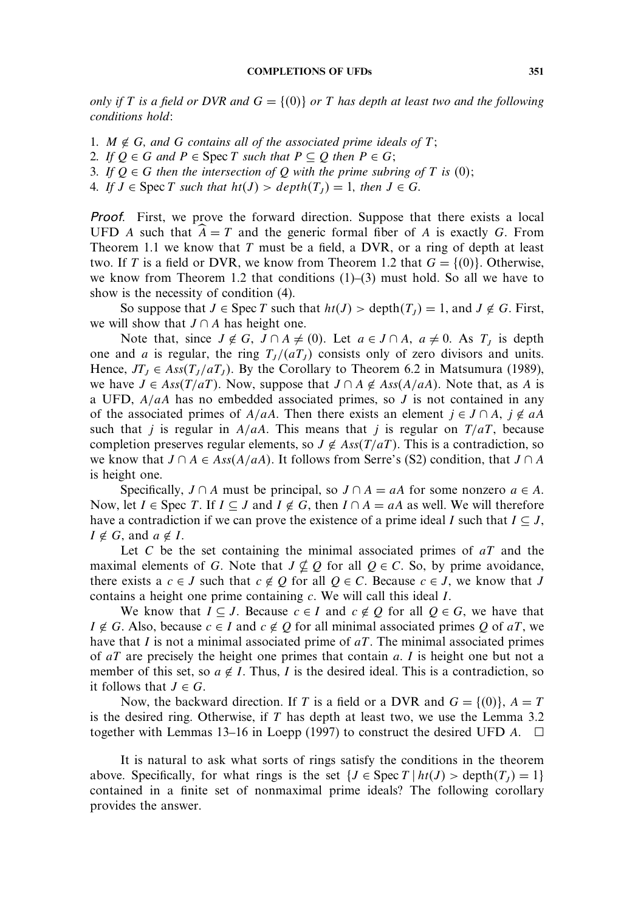*only if $T$ is a field or DVR and $G = \{(0)\}$ or $T$ has depth at least two and the following conditions hold*:

1. *$M \notin G$, and $G$ contains all of the associated prime ideals of $T$*;
2. *If $Q \in G$ and $P \in \operatorname{Spec} T$ such that $P \subseteq Q$ then $P \in G$*;
3. *If $Q \in G$ then the intersection of $Q$ with the prime subring of $T$ is $(0)$*;
4. *If $J \in \operatorname{Spec} T$ such that $ht(J) > depth(T_J) = 1$, then $J \in G$.*

*Proof*. First, we prove the forward direction. Suppose that there exists a local UFD $A$ such that $\widehat{A} = T$ and the generic formal fiber of $A$ is exactly $G$. From Theorem 1.1 we know that $T$ must be a field, a DVR, or a ring of depth at least two. If $T$ is a field or DVR, we know from Theorem 1.2 that $G = \{(0)\}$. Otherwise, we know from Theorem 1.2 that conditions (1)–(3) must hold. So all we have to show is the necessity of condition (4).

So suppose that $J \in \operatorname{Spec} T$ such that $ht(J) > \operatorname{depth}(T_J) = 1$, and $J \notin G$. First, we will show that $J \cap A$ has height one.

Note that, since $J \notin G$, $J \cap A \neq (0)$. Let $a \in J \cap A$, $a \neq 0$. As $T_J$ is depth one and $a$ is regular, the ring $T_J/(aT_J)$ consists only of zero divisors and units. Hence, $JT_J \in Ass(T_J/aT_J)$. By the Corollary to Theorem 6.2 in Matsumura (1989), we have $J \in Ass(T/aT)$. Now, suppose that $J \cap A \notin Ass(A/aA)$. Note that, as $A$ is a UFD, $A/aA$ has no embedded associated primes, so $J$ is not contained in any of the associated primes of $A/aA$. Then there exists an element $j \in J \cap A$, $j \notin aA$ such that $j$ is regular in $A/aA$. This means that $j$ is regular on $T/aT$, because completion preserves regular elements, so $J \notin Ass(T/aT)$. This is a contradiction, so we know that $J \cap A \in Ass(A/aA)$. It follows from Serre's (S2) condition, that $J \cap A$ is height one.

Specifically, $J \cap A$ must be principal, so $J \cap A = aA$ for some nonzero $a \in A$. Now, let $I \in \operatorname{Spec} T$. If $I \subseteq J$ and $I \notin G$, then $I \cap A = aA$ as well. We will therefore have a contradiction if we can prove the existence of a prime ideal $I$ such that $I \subseteq J$, $I \notin G$, and $a \notin I$.

Let $C$ be the set containing the minimal associated primes of $aT$ and the maximal elements of $G$. Note that $J \nsubseteq Q$ for all $Q \in C$. So, by prime avoidance, there exists a $c \in J$ such that $c \notin Q$ for all $Q \in C$. Because $c \in J$, we know that $J$ contains a height one prime containing $c$. We will call this ideal $I$.

We know that $I \subseteq J$. Because $c \in I$ and $c \notin Q$ for all $Q \in G$, we have that $I \notin G$. Also, because $c \in I$ and $c \notin Q$ for all minimal associated primes $Q$ of $aT$, we have that $I$ is not a minimal associated prime of $aT$. The minimal associated primes of $aT$ are precisely the height one primes that contain $a$. $I$ is height one but not a member of this set, so $a \notin I$. Thus, $I$ is the desired ideal. This is a contradiction, so it follows that $J \in G$.

Now, the backward direction. If $T$ is a field or a DVR and $G = \{(0)\}$, $A = T$ is the desired ring. Otherwise, if $T$ has depth at least two, we use the Lemma 3.2 together with Lemmas 13–16 in Loepp (1997) to construct the desired UFD $A$. $\square$

It is natural to ask what sorts of rings satisfy the conditions in the theorem above. Specifically, for what rings is the set $\{J \in \operatorname{Spec} T \mid ht(J) > \operatorname{depth}(T_J) = 1\}$ contained in a finite set of nonmaximal prime ideals? The following corollary provides the answer.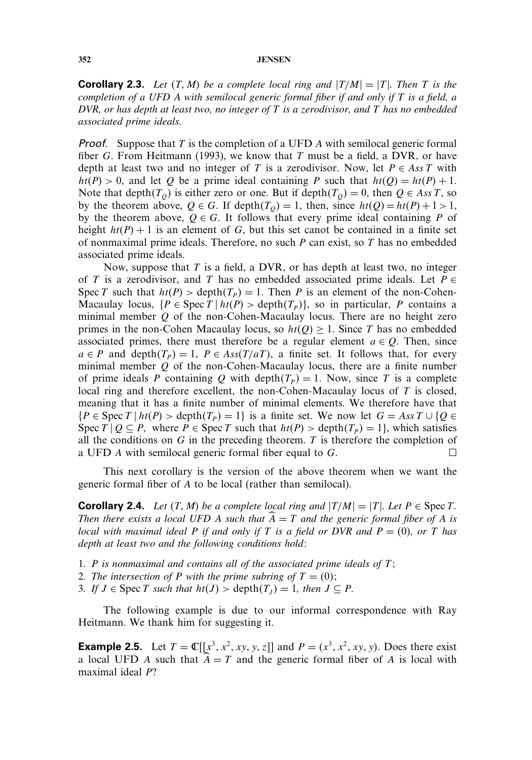**Corollary 2.3.** *Let $(T, M)$ be a complete local ring and $|T/M| = |T|$. Then $T$ is the completion of a UFD $A$ with semilocal generic formal fiber if and only if $T$ is a field, a DVR, or has depth at least two, no integer of $T$ is a zerodivisor, and $T$ has no embedded associated prime ideals.*

*Proof.* Suppose that $T$ is the completion of a UFD $A$ with semilocal generic formal fiber $G$. From Heitmann (1993), we know that $T$ must be a field, a DVR, or have depth at least two and no integer of $T$ is a zerodivisor. Now, let $P \in Ass\, T$ with $ht(P) > 0$, and let $Q$ be a prime ideal containing $P$ such that $ht(Q) = ht(P) + 1$. Note that $\text{depth}(T_Q)$ is either zero or one. But if $\text{depth}(T_Q) = 0$, then $Q \in Ass\, T$, so by the theorem above, $Q \in G$. If $\text{depth}(T_Q) = 1$, then, since $ht(Q) = ht(P) + 1 > 1$, by the theorem above, $Q \in G$. It follows that every prime ideal containing $P$ of height $ht(P) + 1$ is an element of $G$, but this set canot be contained in a finite set of nonmaximal prime ideals. Therefore, no such $P$ can exist, so $T$ has no embedded associated prime ideals.

Now, suppose that $T$ is a field, a DVR, or has depth at least two, no integer of $T$ is a zerodivisor, and $T$ has no embedded associated prime ideals. Let $P \in \text{Spec}\, T$ such that $ht(P) > \text{depth}(T_P) = 1$. Then $P$ is an element of the non-Cohen-Macaulay locus, $\{P \in \text{Spec}\, T \mid ht(P) > \text{depth}(T_P)\}$, so in particular, $P$ contains a minimal member $Q$ of the non-Cohen-Macaulay locus. There are no height zero primes in the non-Cohen Macaulay locus, so $ht(Q) \geq 1$. Since $T$ has no embedded associated primes, there must therefore be a regular element $a \in Q$. Then, since $a \in P$ and $\text{depth}(T_P) = 1$, $P \in Ass(T/aT)$, a finite set. It follows that, for every minimal member $Q$ of the non-Cohen-Macaulay locus, there are a finite number of prime ideals $P$ containing $Q$ with $\text{depth}(T_P) = 1$. Now, since $T$ is a complete local ring and therefore excellent, the non-Cohen-Macaulay locus of $T$ is closed, meaning that it has a finite number of minimal elements. We therefore have that $\{P \in \text{Spec}\, T \mid ht(P) > \text{depth}(T_P) = 1\}$ is a finite set. We now let $G = Ass\, T \cup \{Q \in \text{Spec}\, T \mid Q \subseteq P,$ where $P \in \text{Spec}\, T$ such that $ht(P) > \text{depth}(T_P) = 1\}$, which satisfies all the conditions on $G$ in the preceding theorem. $T$ is therefore the completion of a UFD $A$ with semilocal generic formal fiber equal to $G$. $\square$

This next corollary is the version of the above theorem when we want the generic formal fiber of $A$ to be local (rather than semilocal).

**Corollary 2.4.** *Let $(T, M)$ be a complete local ring and $|T/M| = |T|$. Let $P \in \text{Spec}\, T$. Then there exists a local UFD $A$ such that $\widehat{A} = T$ and the generic formal fiber of $A$ is local with maximal ideal $P$ if and only if $T$ is a field or DVR and $P = (0)$, or $T$ has depth at least two and the following conditions hold*:

1. *$P$ is nonmaximal and contains all of the associated prime ideals of $T$;*
2. *The intersection of $P$ with the prime subring of $T = (0)$;*
3. *If $J \in \text{Spec}\, T$ such that $ht(J) > \text{depth}(T_J) = 1$, then $J \subseteq P$.*

The following example is due to our informal correspondence with Ray Heitmann. We thank him for suggesting it.

**Example 2.5.** Let $T = \mathbb{C}[[x^3, x^2, xy, y, z]]$ and $P = (x^3, x^2, xy, y)$. Does there exist a local UFD $A$ such that $\widehat{A} = T$ and the generic formal fiber of $A$ is local with maximal ideal $P$?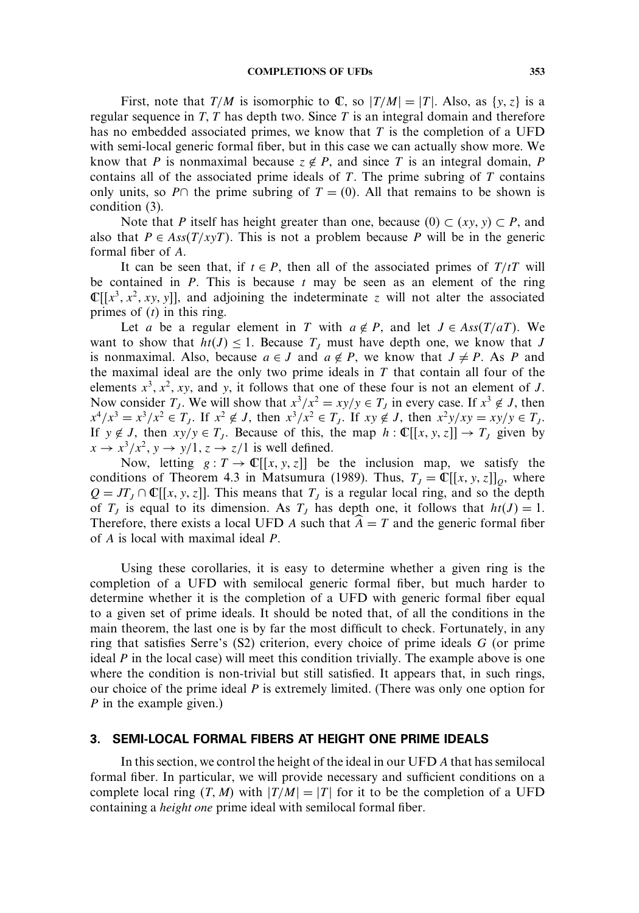First, note that $T/M$ is isomorphic to $\mathbb{C}$, so $|T/M| = |T|$. Also, as $\{y, z\}$ is a regular sequence in $T$, $T$ has depth two. Since $T$ is an integral domain and therefore has no embedded associated primes, we know that $T$ is the completion of a UFD with semi-local generic formal fiber, but in this case we can actually show more. We know that $P$ is nonmaximal because $z \notin P$, and since $T$ is an integral domain, $P$ contains all of the associated prime ideals of $T$. The prime subring of $T$ contains only units, so $P\cap$ the prime subring of $T = (0)$. All that remains to be shown is condition (3).

Note that $P$ itself has height greater than one, because $(0) \subset (xy, y) \subset P$, and also that $P \in Ass(T/xyT)$. This is not a problem because $P$ will be in the generic formal fiber of $A$.

It can be seen that, if $t \in P$, then all of the associated primes of $T/tT$ will be contained in $P$. This is because $t$ may be seen as an element of the ring $\mathbb{C}[[x^3, x^2, xy, y]]$, and adjoining the indeterminate $z$ will not alter the associated primes of $(t)$ in this ring.

Let $a$ be a regular element in $T$ with $a \notin P$, and let $J \in Ass(T/aT)$. We want to show that $ht(J) \leq 1$. Because $T_J$ must have depth one, we know that $J$ is nonmaximal. Also, because $a \in J$ and $a \notin P$, we know that $J \neq P$. As $P$ and the maximal ideal are the only two prime ideals in $T$ that contain all four of the elements $x^3$, $x^2$, $xy$, and $y$, it follows that one of these four is not an element of $J$. Now consider $T_J$. We will show that $x^3/x^2 = xy/y \in T_J$ in every case. If $x^3 \notin J$, then $x^4/x^3 = x^3/x^2 \in T_J$. If $x^2 \notin J$, then $x^3/x^2 \in T_J$. If $xy \notin J$, then $x^2y/xy = xy/y \in T_J$. If $y \notin J$, then $xy/y \in T_J$. Because of this, the map $h : \mathbb{C}[[x, y, z]] \to T_J$ given by $x \to x^3/x^2$, $y \to y/1$, $z \to z/1$ is well defined.

Now, letting $g : T \to \mathbb{C}[[x, y, z]]$ be the inclusion map, we satisfy the conditions of Theorem 4.3 in Matsumura (1989). Thus, $T_J = \mathbb{C}[[x, y, z]]_Q$, where $Q = JT_J \cap \mathbb{C}[[x, y, z]]$. This means that $T_J$ is a regular local ring, and so the depth of $T_J$ is equal to its dimension. As $T_J$ has depth one, it follows that $ht(J) = 1$. Therefore, there exists a local UFD $A$ such that $\widehat{A} = T$ and the generic formal fiber of $A$ is local with maximal ideal $P$.

Using these corollaries, it is easy to determine whether a given ring is the completion of a UFD with semilocal generic formal fiber, but much harder to determine whether it is the completion of a UFD with generic formal fiber equal to a given set of prime ideals. It should be noted that, of all the conditions in the main theorem, the last one is by far the most difficult to check. Fortunately, in any ring that satisfies Serre's (S2) criterion, every choice of prime ideals $G$ (or prime ideal $P$ in the local case) will meet this condition trivially. The example above is one where the condition is non-trivial but still satisfied. It appears that, in such rings, our choice of the prime ideal $P$ is extremely limited. (There was only one option for $P$ in the example given.)

## 3. SEMI-LOCAL FORMAL FIBERS AT HEIGHT ONE PRIME IDEALS

In this section, we control the height of the ideal in our UFD $A$ that has semilocal formal fiber. In particular, we will provide necessary and sufficient conditions on a complete local ring $(T, M)$ with $|T/M| = |T|$ for it to be the completion of a UFD containing a *height one* prime ideal with semilocal formal fiber.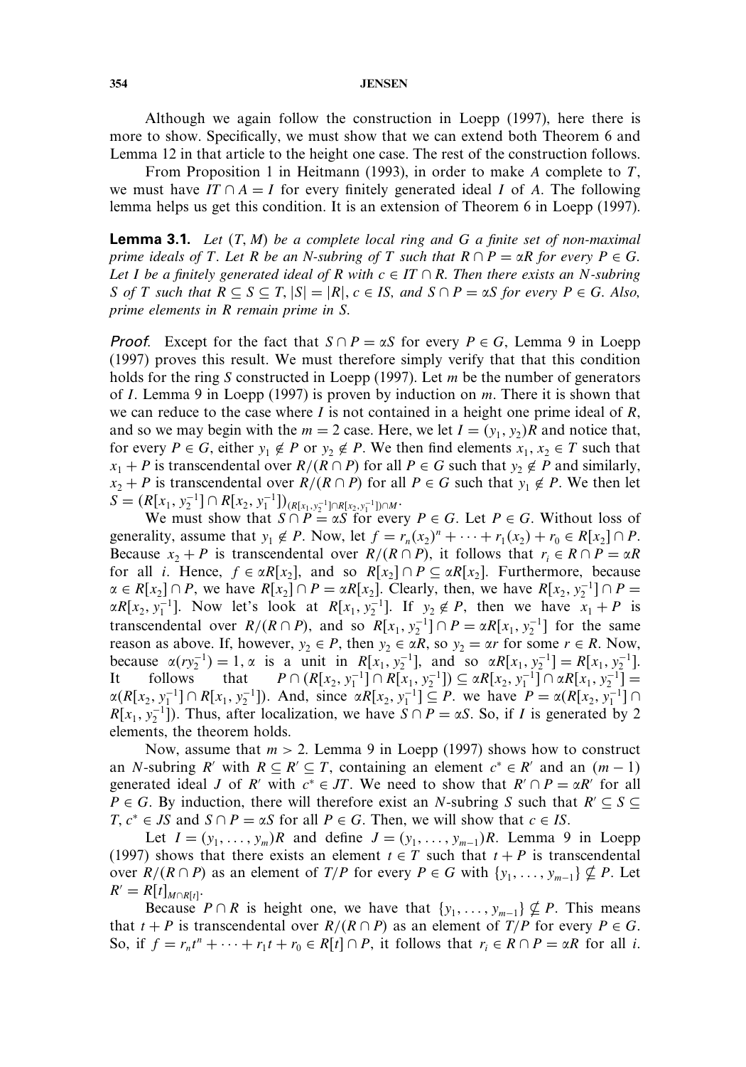Although we again follow the construction in Loepp (1997), here there is more to show. Specifically, we must show that we can extend both Theorem 6 and Lemma 12 in that article to the height one case. The rest of the construction follows.

From Proposition 1 in Heitmann (1993), in order to make $A$ complete to $T$, we must have $IT \cap A = I$ for every finitely generated ideal $I$ of $A$. The following lemma helps us get this condition. It is an extension of Theorem 6 in Loepp (1997).

**Lemma 3.1.** *Let $(T, M)$ be a complete local ring and $G$ a finite set of non-maximal prime ideals of $T$. Let $R$ be an N-subring of $T$ such that $R \cap P = \alpha R$ for every $P \in G$. Let $I$ be a finitely generated ideal of $R$ with $c \in IT \cap R$. Then there exists an N-subring $S$ of $T$ such that $R \subseteq S \subseteq T$, $|S| = |R|$, $c \in IS$, and $S \cap P = \alpha S$ for every $P \in G$. Also, prime elements in $R$ remain prime in $S$.*

*Proof.* Except for the fact that $S \cap P = \alpha S$ for every $P \in G$, Lemma 9 in Loepp (1997) proves this result. We must therefore simply verify that that this condition holds for the ring $S$ constructed in Loepp (1997). Let $m$ be the number of generators of $I$. Lemma 9 in Loepp (1997) is proven by induction on $m$. There it is shown that we can reduce to the case where $I$ is not contained in a height one prime ideal of $R$, and so we may begin with the $m = 2$ case. Here, we let $I = (y_1, y_2)R$ and notice that, for every $P \in G$, either $y_1 \notin P$ or $y_2 \notin P$. We then find elements $x_1, x_2 \in T$ such that $x_1 + P$ is transcendental over $R/(R \cap P)$ for all $P \in G$ such that $y_2 \notin P$ and similarly, $x_2 + P$ is transcendental over $R/(R \cap P)$ for all $P \in G$ such that $y_1 \notin P$. We then let $S = (R[x_1, y_2^{-1}] \cap R[x_2, y_1^{-1}])_{(R[x_1, y_2^{-1}] \cap R[x_2, y_1^{-1}]) \cap M}$.

We must show that $S \cap P = \alpha S$ for every $P \in G$. Let $P \in G$. Without loss of generality, assume that $y_1 \notin P$. Now, let $f = r_n(x_2)^n + \cdots + r_1(x_2) + r_0 \in R[x_2] \cap P$. Because $x_2 + P$ is transcendental over $R/(R \cap P)$, it follows that $r_i \in R \cap P = \alpha R$ for all $i$. Hence, $f \in \alpha R[x_2]$, and so $R[x_2] \cap P \subseteq \alpha R[x_2]$. Furthermore, because $\alpha \in R[x_2] \cap P$, we have $R[x_2] \cap P = \alpha R[x_2]$. Clearly, then, we have $R[x_2, y_2^{-1}] \cap P = \alpha R[x_2, y_1^{-1}]$. Now let's look at $R[x_1, y_2^{-1}]$. If $y_2 \notin P$, then we have $x_1 + P$ is transcendental over $R/(R \cap P)$, and so $R[x_1, y_2^{-1}] \cap P = \alpha R[x_1, y_2^{-1}]$ for the same reason as above. If, however, $y_2 \in P$, then $y_2 \in \alpha R$, so $y_2 = \alpha r$ for some $r \in R$. Now, because $\alpha(r y_2^{-1}) = 1$, $\alpha$ is a unit in $R[x_1, y_2^{-1}]$, and so $\alpha R[x_1, y_2^{-1}] = R[x_1, y_2^{-1}]$. It follows that $P \cap (R[x_2, y_1^{-1}] \cap R[x_1, y_2^{-1}]) \subseteq \alpha R[x_2, y_1^{-1}] \cap \alpha R[x_1, y_2^{-1}] = \alpha(R[x_2, y_1^{-1}] \cap R[x_1, y_2^{-1}])$. And, since $\alpha R[x_2, y_1^{-1}] \subseteq P$. we have $P = \alpha(R[x_2, y_1^{-1}] \cap R[x_1, y_2^{-1}])$. Thus, after localization, we have $S \cap P = \alpha S$. So, if $I$ is generated by 2 elements, the theorem holds.

Now, assume that $m > 2$. Lemma 9 in Loepp (1997) shows how to construct an N-subring $R'$ with $R \subseteq R' \subseteq T$, containing an element $c^* \in R'$ and an $(m-1)$ generated ideal $J$ of $R'$ with $c^* \in JT$. We need to show that $R' \cap P = \alpha R'$ for all $P \in G$. By induction, there will therefore exist an N-subring $S$ such that $R' \subseteq S \subseteq T$, $c^* \in JS$ and $S \cap P = \alpha S$ for all $P \in G$. Then, we will show that $c \in IS$.

Let $I = (y_1, \ldots, y_m)R$ and define $J = (y_1, \ldots, y_{m-1})R$. Lemma 9 in Loepp (1997) shows that there exists an element $t \in T$ such that $t + P$ is transcendental over $R/(R \cap P)$ as an element of $T/P$ for every $P \in G$ with $\{y_1, \ldots, y_{m-1}\} \nsubseteq P$. Let $R' = R[t]_{M \cap R[t]}$.

Because $P \cap R$ is height one, we have that $\{y_1, \ldots, y_{m-1}\} \nsubseteq P$. This means that $t + P$ is transcendental over $R/(R \cap P)$ as an element of $T/P$ for every $P \in G$. So, if $f = r_n t^n + \cdots + r_1 t + r_0 \in R[t] \cap P$, it follows that $r_i \in R \cap P = \alpha R$ for all $i$.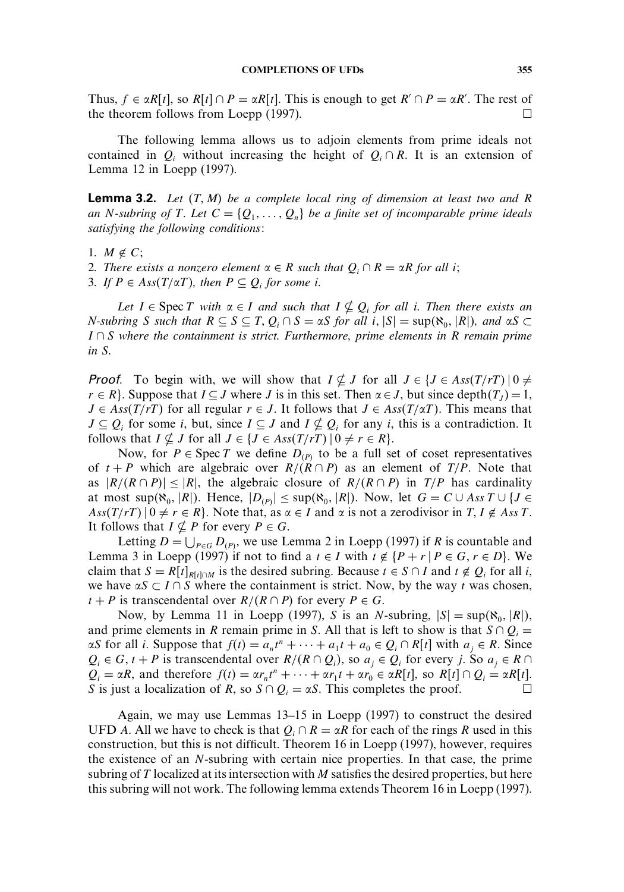Thus, $f \in \alpha R[t]$, so $R[t] \cap P = \alpha R[t]$. This is enough to get $R' \cap P = \alpha R'$. The rest of the theorem follows from Loepp (1997). $\square$

The following lemma allows us to adjoin elements from prime ideals not contained in $Q_i$ without increasing the height of $Q_i \cap R$. It is an extension of Lemma 12 in Loepp (1997).

**Lemma 3.2.** *Let $(T, M)$ be a complete local ring of dimension at least two and $R$ an $N$-subring of $T$. Let $C = \{Q_1, \ldots, Q_n\}$ be a finite set of incomparable prime ideals satisfying the following conditions*:

1. $M \notin C$;
2. *There exists a nonzero element $\alpha \in R$ such that $Q_i \cap R = \alpha R$ for all $i$*;
3. *If $P \in Ass(T/\alpha T)$, then $P \subseteq Q_i$ for some $i$.*

*Let $I \in \operatorname{Spec} T$ with $\alpha \in I$ and such that $I \nsubseteq Q_i$ for all $i$. Then there exists an $N$-subring $S$ such that $R \subseteq S \subseteq T$, $Q_i \cap S = \alpha S$ for all $i$, $|S| = \sup(\aleph_0, |R|)$, and $\alpha S \subset I \cap S$ where the containment is strict. Furthermore, prime elements in $R$ remain prime in $S$.*

*Proof.* To begin with, we will show that $I \nsubseteq J$ for all $J \in \{J \in Ass(T/rT) \mid 0 \neq r \in R\}$. Suppose that $I \subseteq J$ where $J$ is in this set. Then $\alpha \in J$, but since $\operatorname{depth}(T_J) = 1$, $J \in Ass(T/rT)$ for all regular $r \in J$. It follows that $J \in Ass(T/\alpha T)$. This means that $J \subseteq Q_i$ for some $i$, but, since $I \subseteq J$ and $I \nsubseteq Q_i$ for any $i$, this is a contradiction. It follows that $I \nsubseteq J$ for all $J \in \{J \in Ass(T/rT) \mid 0 \neq r \in R\}$.

Now, for $P \in \operatorname{Spec} T$ we define $D_{(P)}$ to be a full set of coset representatives of $t + P$ which are algebraic over $R/(R \cap P)$ as an element of $T/P$. Note that as $|R/(R \cap P)| \leq |R|$, the algebraic closure of $R/(R \cap P)$ in $T/P$ has cardinality at most $\sup(\aleph_0, |R|)$. Hence, $|D_{(P)}| \leq \sup(\aleph_0, |R|)$. Now, let $G = C \cup Ass\, T \cup \{J \in Ass(T/rT) \mid 0 \neq r \in R\}$. Note that, as $\alpha \in I$ and $\alpha$ is not a zerodivisor in $T$, $I \notin Ass\, T$. It follows that $I \nsubseteq P$ for every $P \in G$.

Letting $D = \bigcup_{P \in G} D_{(P)}$, we use Lemma 2 in Loepp (1997) if $R$ is countable and Lemma 3 in Loepp (1997) if not to find a $t \in I$ with $t \notin \{P + r \mid P \in G, r \in D\}$. We claim that $S = R[t]_{R[t] \cap M}$ is the desired subring. Because $t \in S \cap I$ and $t \notin Q_i$ for all $i$, we have $\alpha S \subset I \cap S$ where the containment is strict. Now, by the way $t$ was chosen, $t + P$ is transcendental over $R/(R \cap P)$ for every $P \in G$.

Now, by Lemma 11 in Loepp (1997), $S$ is an $N$-subring, $|S| = \sup(\aleph_0, |R|)$, and prime elements in $R$ remain prime in $S$. All that is left to show is that $S \cap Q_i = \alpha S$ for all $i$. Suppose that $f(t) = a_n t^n + \cdots + a_1 t + a_0 \in Q_i \cap R[t]$ with $a_j \in R$. Since $Q_i \in G$, $t + P$ is transcendental over $R/(R \cap Q_i)$, so $a_j \in Q_i$ for every $j$. So $a_j \in R \cap Q_i = \alpha R$, and therefore $f(t) = \alpha r_n t^n + \cdots + \alpha r_1 t + \alpha r_0 \in \alpha R[t]$, so $R[t] \cap Q_i = \alpha R[t]$. $S$ is just a localization of $R$, so $S \cap Q_i = \alpha S$. This completes the proof. $\square$

Again, we may use Lemmas 13–15 in Loepp (1997) to construct the desired UFD $A$. All we have to check is that $Q_i \cap R = \alpha R$ for each of the rings $R$ used in this construction, but this is not difficult. Theorem 16 in Loepp (1997), however, requires the existence of an $N$-subring with certain nice properties. In that case, the prime subring of $T$ localized at its intersection with $M$ satisfies the desired properties, but here this subring will not work. The following lemma extends Theorem 16 in Loepp (1997).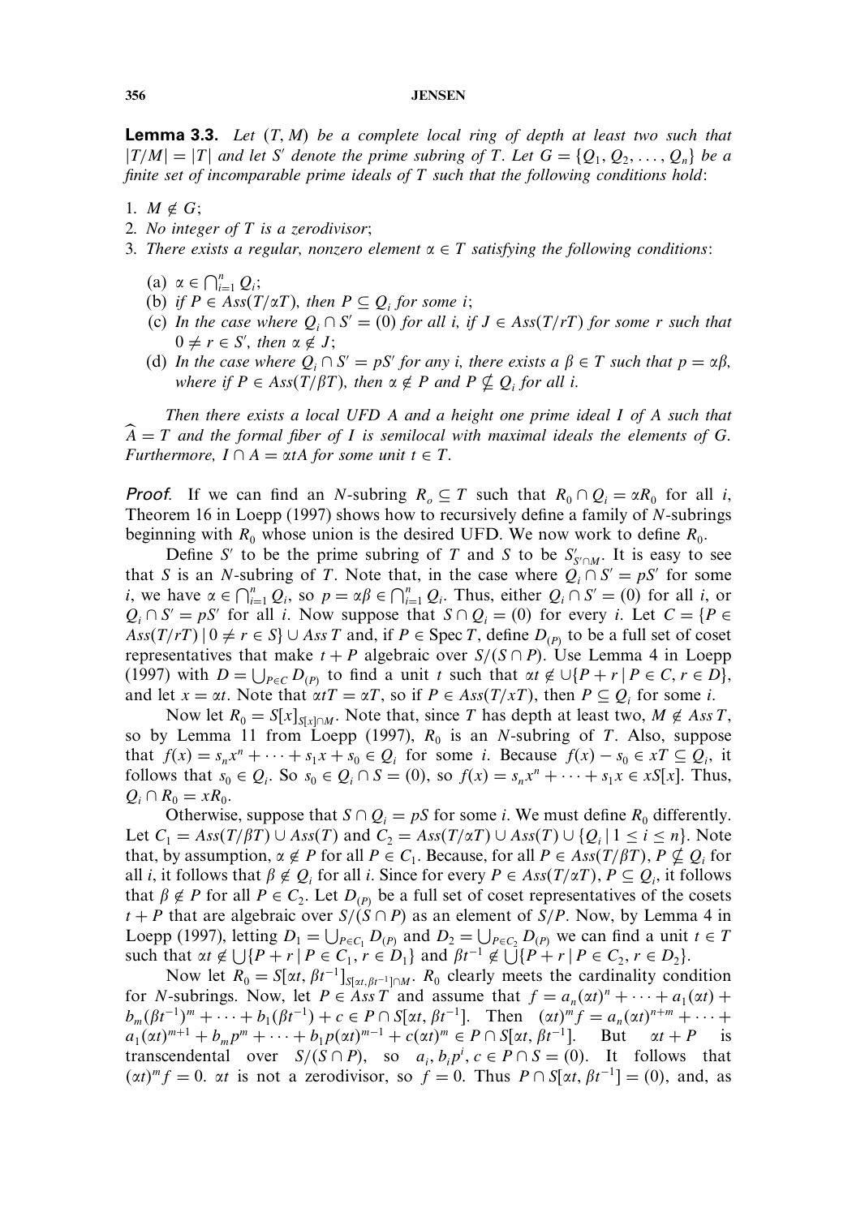**Lemma 3.3.** *Let $(T, M)$ be a complete local ring of depth at least two such that $|T/M| = |T|$ and let $S'$ denote the prime subring of $T$. Let $G = \{Q_1, Q_2, \ldots, Q_n\}$ be a finite set of incomparable prime ideals of $T$ such that the following conditions hold*:

1. *$M \notin G$;*
2. *No integer of $T$ is a zerodivisor;*
3. *There exists a regular, nonzero element $\alpha \in T$ satisfying the following conditions*:
   - (a) *$\alpha \in \bigcap_{i=1}^{n} Q_i$;*
   - (b) *if $P \in Ass(T/\alpha T)$, then $P \subseteq Q_i$ for some $i$;*
   - (c) *In the case where $Q_i \cap S' = (0)$ for all $i$, if $J \in Ass(T/rT)$ for some $r$ such that $0 \neq r \in S'$, then $\alpha \notin J$;*
   - (d) *In the case where $Q_i \cap S' = pS'$ for any $i$, there exists a $\beta \in T$ such that $p = \alpha\beta$, where if $P \in Ass(T/\beta T)$, then $\alpha \notin P$ and $P \nsubseteq Q_i$ for all $i$.*

*Then there exists a local UFD $A$ and a height one prime ideal $I$ of $A$ such that $\widehat{A} = T$ and the formal fiber of $I$ is semilocal with maximal ideals the elements of $G$. Furthermore, $I \cap A = \alpha t A$ for some unit $t \in T$.*

*Proof.* If we can find an $N$-subring $R_o \subseteq T$ such that $R_0 \cap Q_i = \alpha R_0$ for all $i$, Theorem 16 in Loepp (1997) shows how to recursively define a family of $N$-subrings beginning with $R_0$ whose union is the desired UFD. We now work to define $R_0$.

Define $S'$ to be the prime subring of $T$ and $S$ to be $S'_{S' \cap M}$. It is easy to see that $S$ is an $N$-subring of $T$. Note that, in the case where $Q_i \cap S' = pS'$ for some $i$, we have $\alpha \in \bigcap_{i=1}^{n} Q_i$, so $p = \alpha\beta \in \bigcap_{i=1}^{n} Q_i$. Thus, either $Q_i \cap S' = (0)$ for all $i$, or $Q_i \cap S' = pS'$ for all $i$. Now suppose that $S \cap Q_i = (0)$ for every $i$. Let $C = \{P \in Ass(T/rT) \mid 0 \neq r \in S\} \cup Ass\, T$ and, if $P \in \operatorname{Spec} T$, define $D_{(P)}$ to be a full set of coset representatives that make $t + P$ algebraic over $S/(S \cap P)$. Use Lemma 4 in Loepp (1997) with $D = \bigcup_{P \in C} D_{(P)}$ to find a unit $t$ such that $\alpha t \notin \cup\{P + r \mid P \in C, r \in D\}$, and let $x = \alpha t$. Note that $\alpha t T = \alpha T$, so if $P \in Ass(T/xT)$, then $P \subseteq Q_i$ for some $i$.

Now let $R_0 = S[x]_{S[x] \cap M}$. Note that, since $T$ has depth at least two, $M \notin Ass\, T$, so by Lemma 11 from Loepp (1997), $R_0$ is an $N$-subring of $T$. Also, suppose that $f(x) = s_n x^n + \cdots + s_1 x + s_0 \in Q_i$ for some $i$. Because $f(x) - s_0 \in xT \subseteq Q_i$, it follows that $s_0 \in Q_i$. So $s_0 \in Q_i \cap S = (0)$, so $f(x) = s_n x^n + \cdots + s_1 x \in xS[x]$. Thus, $Q_i \cap R_0 = xR_0$.

Otherwise, suppose that $S \cap Q_i = pS$ for some $i$. We must define $R_0$ differently. Let $C_1 = Ass(T/\beta T) \cup Ass(T)$ and $C_2 = Ass(T/\alpha T) \cup Ass(T) \cup \{Q_i \mid 1 \leq i \leq n\}$. Note that, by assumption, $\alpha \notin P$ for all $P \in C_1$. Because, for all $P \in Ass(T/\beta T)$, $P \nsubseteq Q_i$ for all $i$, it follows that $\beta \notin Q_i$ for all $i$. Since for every $P \in Ass(T/\alpha T)$, $P \subseteq Q_i$, it follows that $\beta \notin P$ for all $P \in C_2$. Let $D_{(P)}$ be a full set of coset representatives of the cosets $t + P$ that are algebraic over $S/(S \cap P)$ as an element of $S/P$. Now, by Lemma 4 in Loepp (1997), letting $D_1 = \bigcup_{P \in C_1} D_{(P)}$ and $D_2 = \bigcup_{P \in C_2} D_{(P)}$ we can find a unit $t \in T$ such that $\alpha t \notin \bigcup\{P + r \mid P \in C_1, r \in D_1\}$ and $\beta t^{-1} \notin \bigcup\{P + r \mid P \in C_2, r \in D_2\}$.

Now let $R_0 = S[\alpha t, \beta t^{-1}]_{S[\alpha t, \beta t^{-1}] \cap M}$. $R_0$ clearly meets the cardinality condition for $N$-subrings. Now, let $P \in Ass\, T$ and assume that $f = a_n(\alpha t)^n + \cdots + a_1(\alpha t) + b_m(\beta t^{-1})^m + \cdots + b_1(\beta t^{-1}) + c \in P \cap S[\alpha t, \beta t^{-1}]$. Then $(\alpha t)^m f = a_n(\alpha t)^{n+m} + \cdots + a_1(\alpha t)^{m+1} + b_m p^m + \cdots + b_1 p(\alpha t)^{m-1} + c(\alpha t)^m \in P \cap S[\alpha t, \beta t^{-1}]$. But $\alpha t + P$ is transcendental over $S/(S \cap P)$, so $a_i, b_i p^i, c \in P \cap S = (0)$. It follows that $(\alpha t)^m f = 0$. $\alpha t$ is not a zerodivisor, so $f = 0$. Thus $P \cap S[\alpha t, \beta t^{-1}] = (0)$, and, as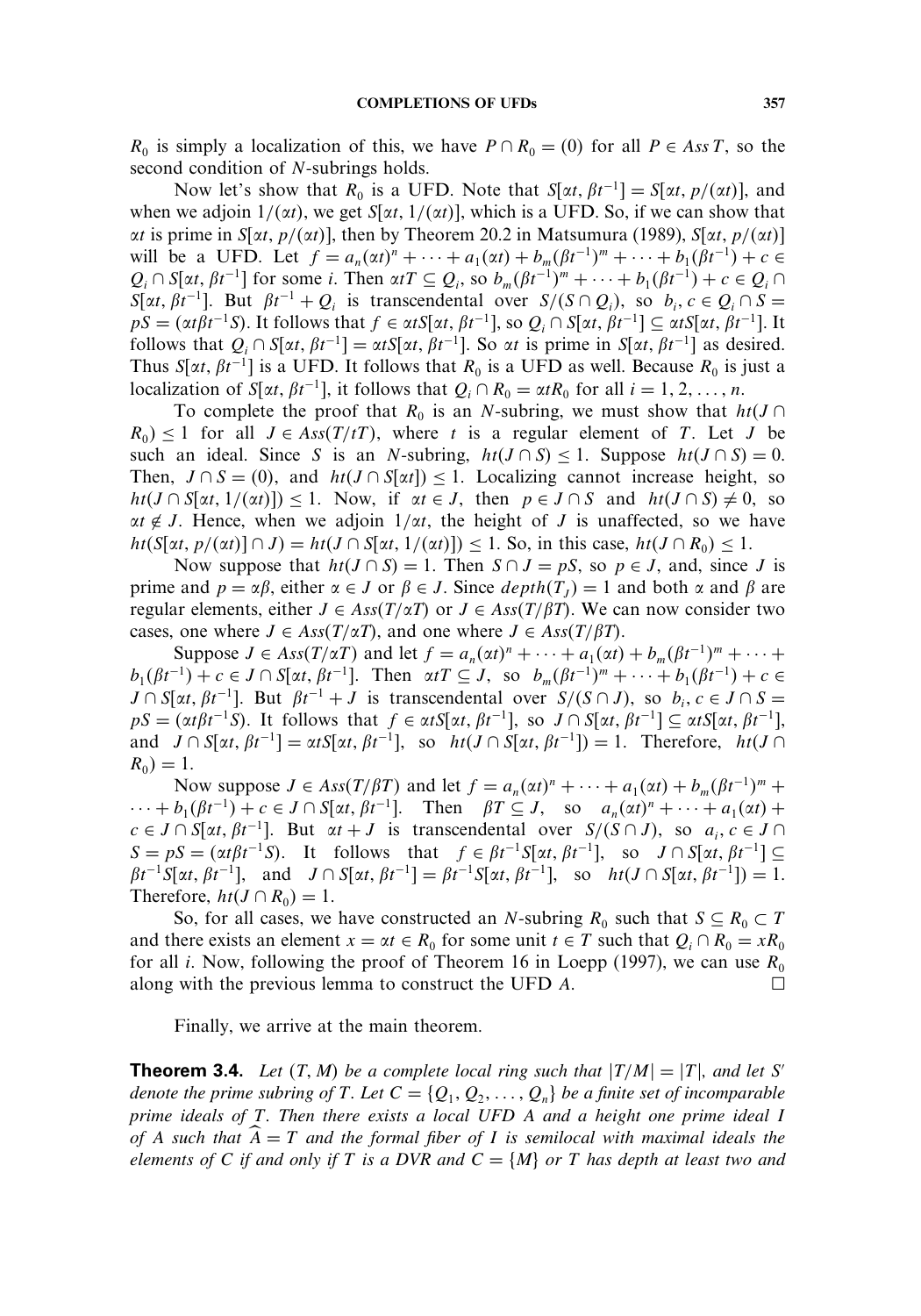$R_0$ is simply a localization of this, we have $P \cap R_0 = (0)$ for all $P \in Ass\, T$, so the second condition of $N$-subrings holds.

Now let's show that $R_0$ is a UFD. Note that $S[\alpha t, \beta t^{-1}] = S[\alpha t, p/(\alpha t)]$, and when we adjoin $1/(\alpha t)$, we get $S[\alpha t, 1/(\alpha t)]$, which is a UFD. So, if we can show that $\alpha t$ is prime in $S[\alpha t, p/(\alpha t)]$, then by Theorem 20.2 in Matsumura (1989), $S[\alpha t, p/(\alpha t)]$ will be a UFD. Let $f = a_n(\alpha t)^n + \cdots + a_1(\alpha t) + b_m(\beta t^{-1})^m + \cdots + b_1(\beta t^{-1}) + c \in Q_i \cap S[\alpha t, \beta t^{-1}]$ for some $i$. Then $\alpha t T \subseteq Q_i$, so $b_m(\beta t^{-1})^m + \cdots + b_1(\beta t^{-1}) + c \in Q_i \cap S[\alpha t, \beta t^{-1}]$. But $\beta t^{-1} + Q_i$ is transcendental over $S/(S \cap Q_i)$, so $b_i, c \in Q_i \cap S = pS = (\alpha t \beta t^{-1} S)$. It follows that $f \in \alpha t S[\alpha t, \beta t^{-1}]$, so $Q_i \cap S[\alpha t, \beta t^{-1}] \subseteq \alpha t S[\alpha t, \beta t^{-1}]$. It follows that $Q_i \cap S[\alpha t, \beta t^{-1}] = \alpha t S[\alpha t, \beta t^{-1}]$. So $\alpha t$ is prime in $S[\alpha t, \beta t^{-1}]$ as desired. Thus $S[\alpha t, \beta t^{-1}]$ is a UFD. It follows that $R_0$ is a UFD as well. Because $R_0$ is just a localization of $S[\alpha t, \beta t^{-1}]$, it follows that $Q_i \cap R_0 = \alpha t R_0$ for all $i = 1, 2, \ldots, n$.

To complete the proof that $R_0$ is an $N$-subring, we must show that $ht(J \cap R_0) \leq 1$ for all $J \in Ass(T/tT)$, where $t$ is a regular element of $T$. Let $J$ be such an ideal. Since $S$ is an $N$-subring, $ht(J \cap S) \leq 1$. Suppose $ht(J \cap S) = 0$. Then, $J \cap S = (0)$, and $ht(J \cap S[\alpha t]) \leq 1$. Localizing cannot increase height, so $ht(J \cap S[\alpha t, 1/(\alpha t)]) \leq 1$. Now, if $\alpha t \in J$, then $p \in J \cap S$ and $ht(J \cap S) \neq 0$, so $\alpha t \notin J$. Hence, when we adjoin $1/\alpha t$, the height of $J$ is unaffected, so we have $ht(S[\alpha t, p/(\alpha t)] \cap J) = ht(J \cap S[\alpha t, 1/(\alpha t)]) \leq 1$. So, in this case, $ht(J \cap R_0) \leq 1$.

Now suppose that $ht(J \cap S) = 1$. Then $S \cap J = pS$, so $p \in J$, and, since $J$ is prime and $p = \alpha\beta$, either $\alpha \in J$ or $\beta \in J$. Since $depth(T_J) = 1$ and both $\alpha$ and $\beta$ are regular elements, either $J \in Ass(T/\alpha T)$ or $J \in Ass(T/\beta T)$. We can now consider two cases, one where $J \in Ass(T/\alpha T)$, and one where $J \in Ass(T/\beta T)$.

Suppose $J \in Ass(T/\alpha T)$ and let $f = a_n(\alpha t)^n + \cdots + a_1(\alpha t) + b_m(\beta t^{-1})^m + \cdots + b_1(\beta t^{-1}) + c \in J \cap S[\alpha t, \beta t^{-1}]$. Then $\alpha t T \subseteq J$, so $b_m(\beta t^{-1})^m + \cdots + b_1(\beta t^{-1}) + c \in J \cap S[\alpha t, \beta t^{-1}]$. But $\beta t^{-1} + J$ is transcendental over $S/(S \cap J)$, so $b_i, c \in J \cap S = pS = (\alpha t \beta t^{-1} S)$. It follows that $f \in \alpha t S[\alpha t, \beta t^{-1}]$, so $J \cap S[\alpha t, \beta t^{-1}] \subseteq \alpha t S[\alpha t, \beta t^{-1}]$, and $J \cap S[\alpha t, \beta t^{-1}] = \alpha t S[\alpha t, \beta t^{-1}]$, so $ht(J \cap S[\alpha t, \beta t^{-1}]) = 1$. Therefore, $ht(J \cap R_0) = 1$.

Now suppose $J \in Ass(T/\beta T)$ and let $f = a_n(\alpha t)^n + \cdots + a_1(\alpha t) + b_m(\beta t^{-1})^m + \cdots + b_1(\beta t^{-1}) + c \in J \cap S[\alpha t, \beta t^{-1}]$. Then $\beta T \subseteq J$, so $a_n(\alpha t)^n + \cdots + a_1(\alpha t) + c \in J \cap S[\alpha t, \beta t^{-1}]$. But $\alpha t + J$ is transcendental over $S/(S \cap J)$, so $a_i, c \in J \cap S = pS = (\alpha t \beta t^{-1} S)$. It follows that $f \in \beta t^{-1} S[\alpha t, \beta t^{-1}]$, so $J \cap S[\alpha t, \beta t^{-1}] \subseteq \beta t^{-1} S[\alpha t, \beta t^{-1}]$, and $J \cap S[\alpha t, \beta t^{-1}] = \beta t^{-1} S[\alpha t, \beta t^{-1}]$, so $ht(J \cap S[\alpha t, \beta t^{-1}]) = 1$. Therefore, $ht(J \cap R_0) = 1$.

So, for all cases, we have constructed an $N$-subring $R_0$ such that $S \subseteq R_0 \subset T$ and there exists an element $x = \alpha t \in R_0$ for some unit $t \in T$ such that $Q_i \cap R_0 = x R_0$ for all $i$. Now, following the proof of Theorem 16 in Loepp (1997), we can use $R_0$ along with the previous lemma to construct the UFD $A$. $\square$

Finally, we arrive at the main theorem.

**Theorem 3.4.** *Let $(T, M)$ be a complete local ring such that $|T/M| = |T|$, and let $S'$ denote the prime subring of $T$. Let $C = \{Q_1, Q_2, \ldots, Q_n\}$ be a finite set of incomparable prime ideals of $T$. Then there exists a local UFD $A$ and a height one prime ideal $I$ of $A$ such that $\widehat{A} = T$ and the formal fiber of $I$ is semilocal with maximal ideals the elements of $C$ if and only if $T$ is a DVR and $C = \{M\}$ or $T$ has depth at least two and*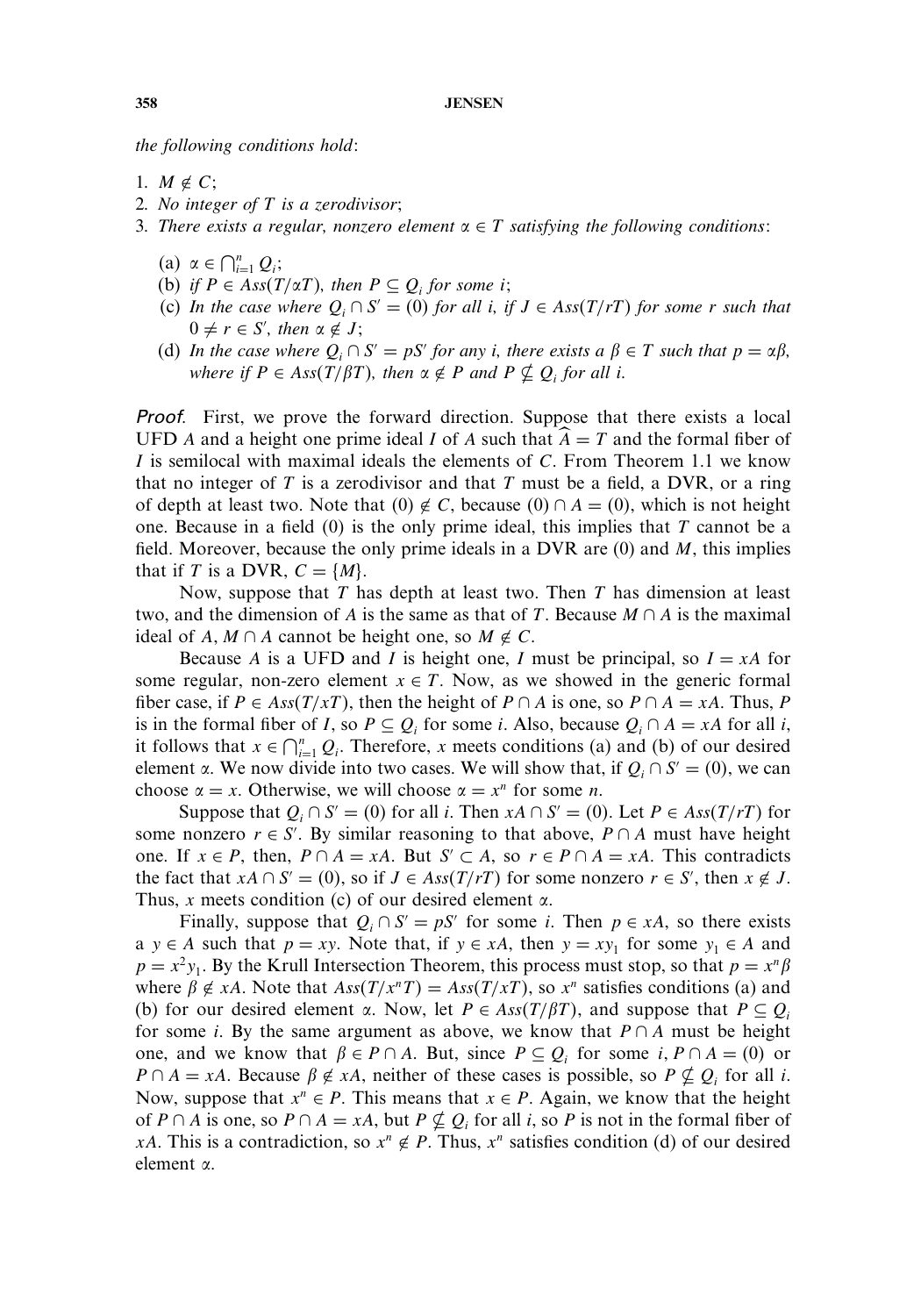*the following conditions hold*:

1. $M \notin C$;
2. *No integer of $T$ is a zerodivisor*;
3. *There exists a regular, nonzero element $\alpha \in T$ satisfying the following conditions*:

   (a) $\alpha \in \bigcap_{i=1}^{n} Q_i$;

   (b) *if $P \in Ass(T/\alpha T)$, then $P \subseteq Q_i$ for some $i$*;

   (c) *In the case where $Q_i \cap S' = (0)$ for all $i$, if $J \in Ass(T/rT)$ for some $r$ such that $0 \neq r \in S'$, then $\alpha \notin J$*;

   (d) *In the case where $Q_i \cap S' = pS'$ for any $i$, there exists a $\beta \in T$ such that $p = \alpha\beta$, where if $P \in Ass(T/\beta T)$, then $\alpha \notin P$ and $P \nsubseteq Q_i$ for all $i$.*

*Proof*. First, we prove the forward direction. Suppose that there exists a local UFD $A$ and a height one prime ideal $I$ of $A$ such that $\widehat{A} = T$ and the formal fiber of $I$ is semilocal with maximal ideals the elements of $C$. From Theorem 1.1 we know that no integer of $T$ is a zerodivisor and that $T$ must be a field, a DVR, or a ring of depth at least two. Note that $(0) \notin C$, because $(0) \cap A = (0)$, which is not height one. Because in a field $(0)$ is the only prime ideal, this implies that $T$ cannot be a field. Moreover, because the only prime ideals in a DVR are $(0)$ and $M$, this implies that if $T$ is a DVR, $C = \{M\}$.

Now, suppose that $T$ has depth at least two. Then $T$ has dimension at least two, and the dimension of $A$ is the same as that of $T$. Because $M \cap A$ is the maximal ideal of $A$, $M \cap A$ cannot be height one, so $M \notin C$.

Because $A$ is a UFD and $I$ is height one, $I$ must be principal, so $I = xA$ for some regular, non-zero element $x \in T$. Now, as we showed in the generic formal fiber case, if $P \in Ass(T/xT)$, then the height of $P \cap A$ is one, so $P \cap A = xA$. Thus, $P$ is in the formal fiber of $I$, so $P \subseteq Q_i$ for some $i$. Also, because $Q_i \cap A = xA$ for all $i$, it follows that $x \in \bigcap_{i=1}^{n} Q_i$. Therefore, $x$ meets conditions (a) and (b) of our desired element $\alpha$. We now divide into two cases. We will show that, if $Q_i \cap S' = (0)$, we can choose $\alpha = x$. Otherwise, we will choose $\alpha = x^n$ for some $n$.

Suppose that $Q_i \cap S' = (0)$ for all $i$. Then $xA \cap S' = (0)$. Let $P \in Ass(T/rT)$ for some nonzero $r \in S'$. By similar reasoning to that above, $P \cap A$ must have height one. If $x \in P$, then, $P \cap A = xA$. But $S' \subset A$, so $r \in P \cap A = xA$. This contradicts the fact that $xA \cap S' = (0)$, so if $J \in Ass(T/rT)$ for some nonzero $r \in S'$, then $x \notin J$. Thus, $x$ meets condition (c) of our desired element $\alpha$.

Finally, suppose that $Q_i \cap S' = pS'$ for some $i$. Then $p \in xA$, so there exists a $y \in A$ such that $p = xy$. Note that, if $y \in xA$, then $y = xy_1$ for some $y_1 \in A$ and $p = x^2 y_1$. By the Krull Intersection Theorem, this process must stop, so that $p = x^n \beta$ where $\beta \notin xA$. Note that $Ass(T/x^n T) = Ass(T/xT)$, so $x^n$ satisfies conditions (a) and (b) for our desired element $\alpha$. Now, let $P \in Ass(T/\beta T)$, and suppose that $P \subseteq Q_i$ for some $i$. By the same argument as above, we know that $P \cap A$ must be height one, and we know that $\beta \in P \cap A$. But, since $P \subseteq Q_i$ for some $i$, $P \cap A = (0)$ or $P \cap A = xA$. Because $\beta \notin xA$, neither of these cases is possible, so $P \nsubseteq Q_i$ for all $i$. Now, suppose that $x^n \in P$. This means that $x \in P$. Again, we know that the height of $P \cap A$ is one, so $P \cap A = xA$, but $P \nsubseteq Q_i$ for all $i$, so $P$ is not in the formal fiber of $xA$. This is a contradiction, so $x^n \notin P$. Thus, $x^n$ satisfies condition (d) of our desired element $\alpha$.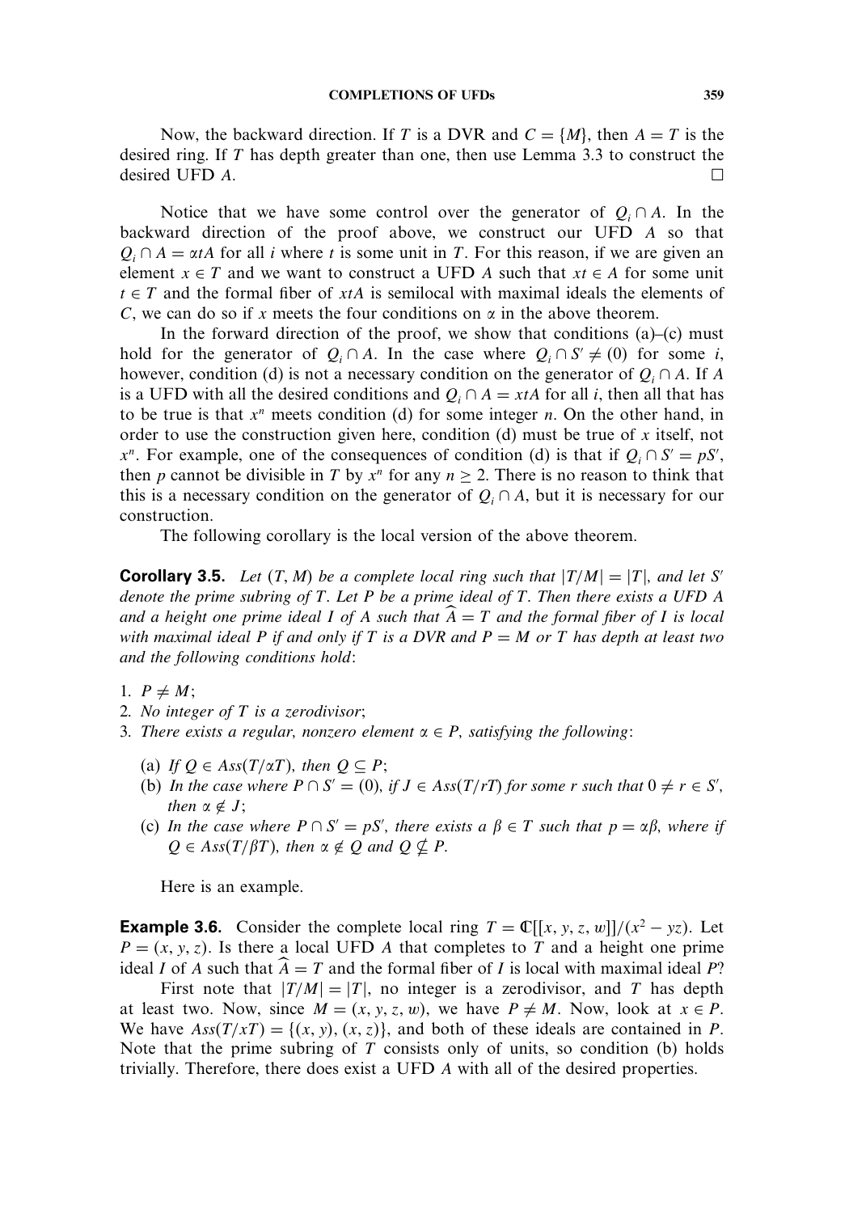Now, the backward direction. If $T$ is a DVR and $C = \{M\}$, then $A = T$ is the desired ring. If $T$ has depth greater than one, then use Lemma 3.3 to construct the desired UFD $A$. □

Notice that we have some control over the generator of $Q_i \cap A$. In the backward direction of the proof above, we construct our UFD $A$ so that $Q_i \cap A = \alpha t A$ for all $i$ where $t$ is some unit in $T$. For this reason, if we are given an element $x \in T$ and we want to construct a UFD $A$ such that $xt \in A$ for some unit $t \in T$ and the formal fiber of $xtA$ is semilocal with maximal ideals the elements of $C$, we can do so if $x$ meets the four conditions on $\alpha$ in the above theorem.

In the forward direction of the proof, we show that conditions (a)–(c) must hold for the generator of $Q_i \cap A$. In the case where $Q_i \cap S' \neq (0)$ for some $i$, however, condition (d) is not a necessary condition on the generator of $Q_i \cap A$. If $A$ is a UFD with all the desired conditions and $Q_i \cap A = xtA$ for all $i$, then all that has to be true is that $x^n$ meets condition (d) for some integer $n$. On the other hand, in order to use the construction given here, condition (d) must be true of $x$ itself, not $x^n$. For example, one of the consequences of condition (d) is that if $Q_i \cap S' = pS'$, then $p$ cannot be divisible in $T$ by $x^n$ for any $n \geq 2$. There is no reason to think that this is a necessary condition on the generator of $Q_i \cap A$, but it is necessary for our construction.

The following corollary is the local version of the above theorem.

**Corollary 3.5.** *Let $(T, M)$ be a complete local ring such that $|T/M| = |T|$, and let $S'$ denote the prime subring of $T$. Let $P$ be a prime ideal of $T$. Then there exists a UFD $A$ and a height one prime ideal $I$ of $A$ such that $\widehat{A} = T$ and the formal fiber of $I$ is local with maximal ideal $P$ if and only if $T$ is a DVR and $P = M$ or $T$ has depth at least two and the following conditions hold*:

1. *$P \neq M$*;
2. *No integer of $T$ is a zerodivisor*;
3. *There exists a regular, nonzero element $\alpha \in P$, satisfying the following*:
   - (a) *If $Q \in Ass(T/\alpha T)$, then $Q \subseteq P$*;
   - (b) *In the case where $P \cap S' = (0)$, if $J \in Ass(T/rT)$ for some $r$ such that $0 \neq r \in S'$, then $\alpha \notin J$*;
   - (c) *In the case where $P \cap S' = pS'$, there exists a $\beta \in T$ such that $p = \alpha\beta$, where if $Q \in Ass(T/\beta T)$, then $\alpha \notin Q$ and $Q \nsubseteq P$.*

Here is an example.

**Example 3.6.** Consider the complete local ring $T = \mathbb{C}[[x, y, z, w]]/(x^2 - yz)$. Let $P = (x, y, z)$. Is there a local UFD $A$ that completes to $T$ and a height one prime ideal $I$ of $A$ such that $\widehat{A} = T$ and the formal fiber of $I$ is local with maximal ideal $P$?

First note that $|T/M| = |T|$, no integer is a zerodivisor, and $T$ has depth at least two. Now, since $M = (x, y, z, w)$, we have $P \neq M$. Now, look at $x \in P$. We have $Ass(T/xT) = \{(x, y), (x, z)\}$, and both of these ideals are contained in $P$. Note that the prime subring of $T$ consists only of units, so condition (b) holds trivially. Therefore, there does exist a UFD $A$ with all of the desired properties.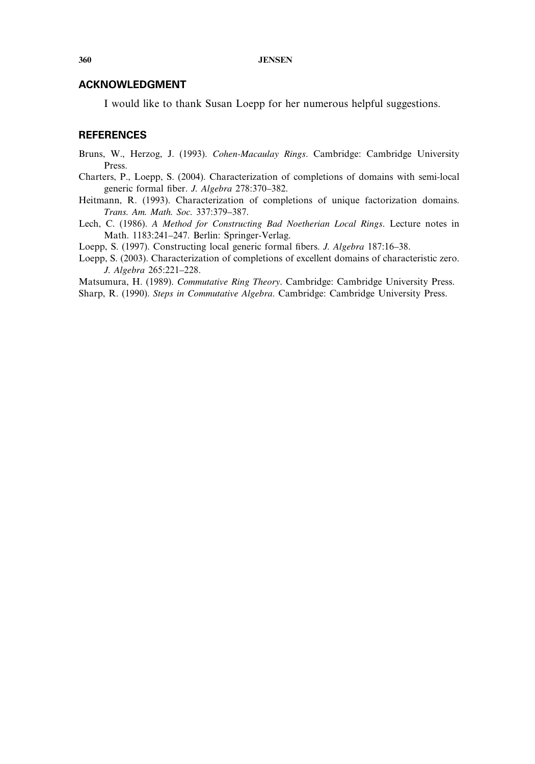## ACKNOWLEDGMENT

I would like to thank Susan Loepp for her numerous helpful suggestions.

## REFERENCES

Bruns, W., Herzog, J. (1993). *Cohen-Macaulay Rings*. Cambridge: Cambridge University Press.

Charters, P., Loepp, S. (2004). Characterization of completions of domains with semi-local generic formal fiber. *J. Algebra* 278:370–382.

Heitmann, R. (1993). Characterization of completions of unique factorization domains. *Trans. Am. Math. Soc.* 337:379–387.

Lech, C. (1986). *A Method for Constructing Bad Noetherian Local Rings*. Lecture notes in Math. 1183:241–247. Berlin: Springer-Verlag.

Loepp, S. (1997). Constructing local generic formal fibers. *J. Algebra* 187:16–38.

Loepp, S. (2003). Characterization of completions of excellent domains of characteristic zero. *J. Algebra* 265:221–228.

Matsumura, H. (1989). *Commutative Ring Theory*. Cambridge: Cambridge University Press.

Sharp, R. (1990). *Steps in Commutative Algebra*. Cambridge: Cambridge University Press.